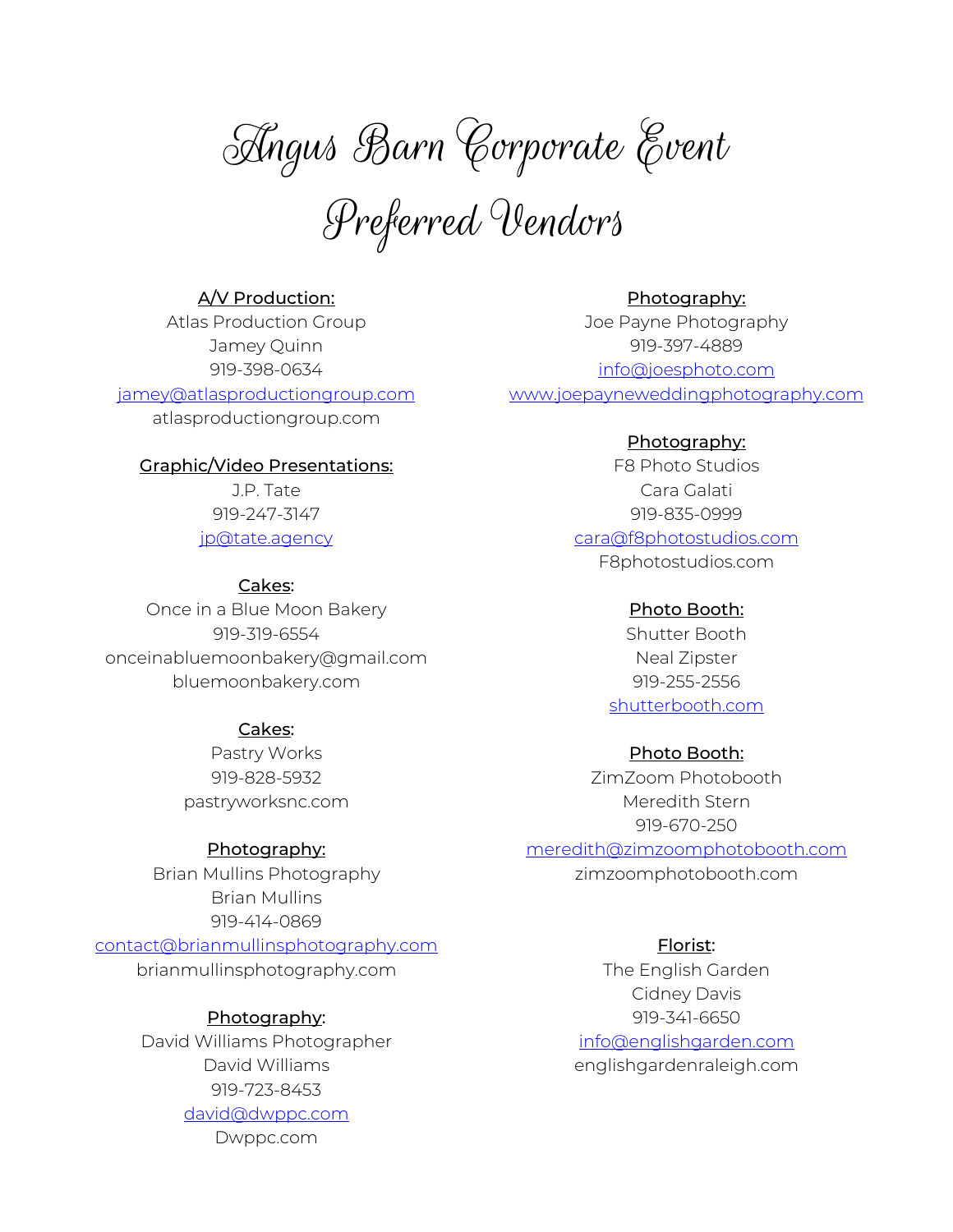# Angus Barn Corporate Event

# Preferred Vendors

**A/V Production:**
Atlas Production Group
Jamey Quinn
919-398-0634
jamey@atlasproductiongroup.com
atlasproductiongroup.com

**Graphic/Video Presentations:**
J.P. Tate
919-247-3147
jp@tate.agency

**Cakes:**
Once in a Blue Moon Bakery
919-319-6554
onceinabluemoonbakery@gmail.com
bluemoonbakery.com

**Cakes:**
Pastry Works
919-828-5932
pastryworksnc.com

**Photography:**
Brian Mullins Photography
Brian Mullins
919-414-0869
contact@brianmullinsphotography.com
brianmullinsphotography.com

**Photography:**
David Williams Photographer
David Williams
919-723-8453
david@dwppc.com
Dwppc.com

**Photography:**
Joe Payne Photography
919-397-4889
info@joesphoto.com
www.joepayneweddingphotography.com

**Photography:**
F8 Photo Studios
Cara Galati
919-835-0999
cara@f8photostudios.com
F8photostudios.com

**Photo Booth:**
Shutter Booth
Neal Zipster
919-255-2556
shutterbooth.com

**Photo Booth:**
ZimZoom Photobooth
Meredith Stern
919-670-250
meredith@zimzoomphotobooth.com
zimzoomphotobooth.com

**Florist:**
The English Garden
Cidney Davis
919-341-6650
info@englishgarden.com
englishgardenraleigh.com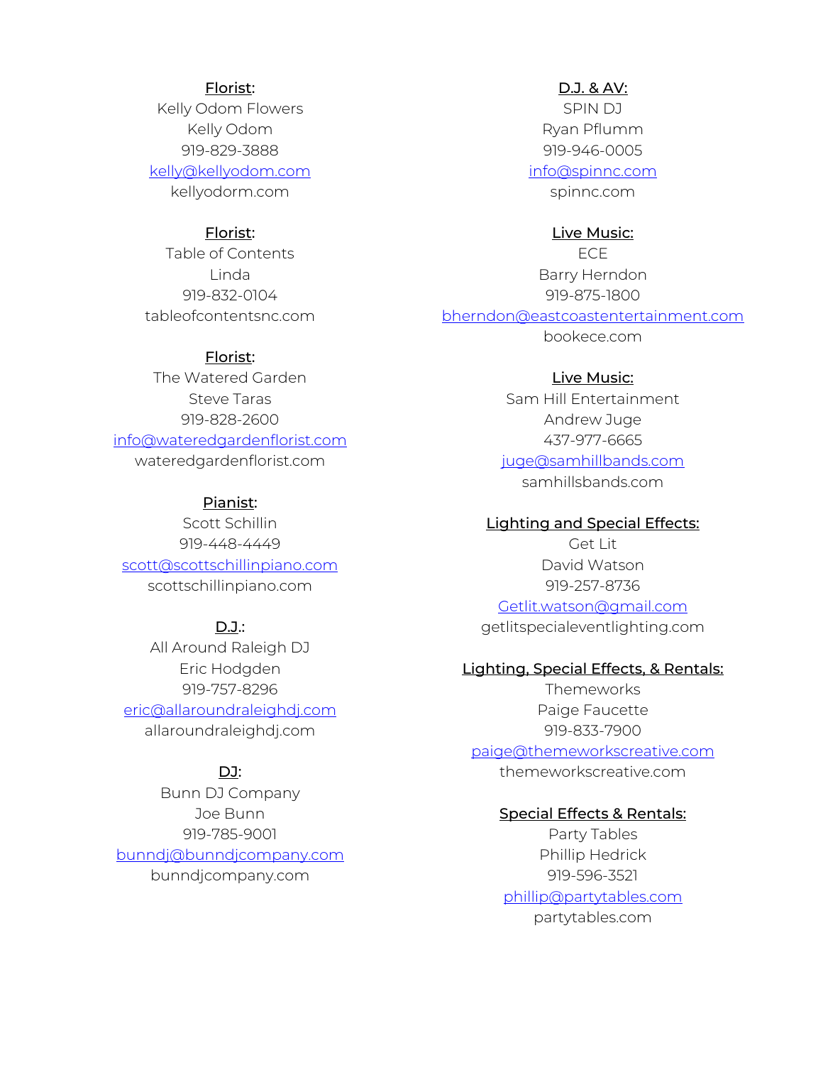**Florist:**
Kelly Odom Flowers
Kelly Odom
919-829-3888
kelly@kellyodom.com
kellyodorm.com

**Florist:**
Table of Contents
Linda
919-832-0104
tableofcontentsnc.com

**Florist:**
The Watered Garden
Steve Taras
919-828-2600
info@wateredgardenflorist.com
wateredgardenflorist.com

**Pianist:**
Scott Schillin
919-448-4449
scott@scottschillinpiano.com
scottschillinpiano.com

**D.J.:**
All Around Raleigh DJ
Eric Hodgden
919-757-8296
eric@allaroundraleighdj.com
allaroundraleighdj.com

**DJ:**
Bunn DJ Company
Joe Bunn
919-785-9001
bunndj@bunndjcompany.com
bunndjcompany.com

**D.J. & AV:**
SPIN DJ
Ryan Pflumm
919-946-0005
info@spinnc.com
spinnc.com

**Live Music:**
ECE
Barry Herndon
919-875-1800
bherndon@eastcoastentertainment.com
bookece.com

**Live Music:**
Sam Hill Entertainment
Andrew Juge
437-977-6665
juge@samhillbands.com
samhillsbands.com

**Lighting and Special Effects:**
Get Lit
David Watson
919-257-8736
Getlit.watson@gmail.com
getlitspecialeventlighting.com

**Lighting, Special Effects, & Rentals:**
Themeworks
Paige Faucette
919-833-7900
paige@themeworkscreative.com
themeworkscreative.com

**Special Effects & Rentals:**
Party Tables
Phillip Hedrick
919-596-3521
phillip@partytables.com
partytables.com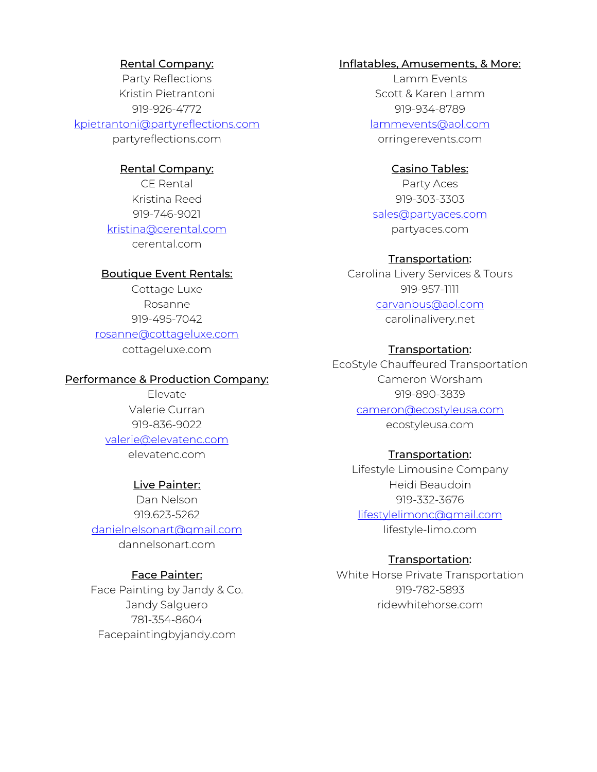**Rental Company:**
Party Reflections
Kristin Pietrantoni
919-926-4772
kpietrantoni@partyreflections.com
partyreflections.com

**Rental Company:**
CE Rental
Kristina Reed
919-746-9021
kristina@cerental.com
cerental.com

**Boutique Event Rentals:**
Cottage Luxe
Rosanne
919-495-7042
rosanne@cottageluxe.com
cottageluxe.com

**Performance & Production Company:**
Elevate
Valerie Curran
919-836-9022
valerie@elevatenc.com
elevatenc.com

**Live Painter:**
Dan Nelson
919.623-5262
danielnelsonart@gmail.com
dannelsonart.com

**Face Painter:**
Face Painting by Jandy & Co.
Jandy Salguero
781-354-8604
Facepaintingbyjandy.com

**Inflatables, Amusements, & More:**
Lamm Events
Scott & Karen Lamm
919-934-8789
lammevents@aol.com
orringerevents.com

**Casino Tables:**
Party Aces
919-303-3303
sales@partyaces.com
partyaces.com

**Transportation:**
Carolina Livery Services & Tours
919-957-1111
carvanbus@aol.com
carolinalivery.net

**Transportation:**
EcoStyle Chauffeured Transportation
Cameron Worsham
919-890-3839
cameron@ecostyleusa.com
ecostyleusa.com

**Transportation:**
Lifestyle Limousine Company
Heidi Beaudoin
919-332-3676
lifestylelimonc@gmail.com
lifestyle-limo.com

**Transportation:**
White Horse Private Transportation
919-782-5893
ridewhitehorse.com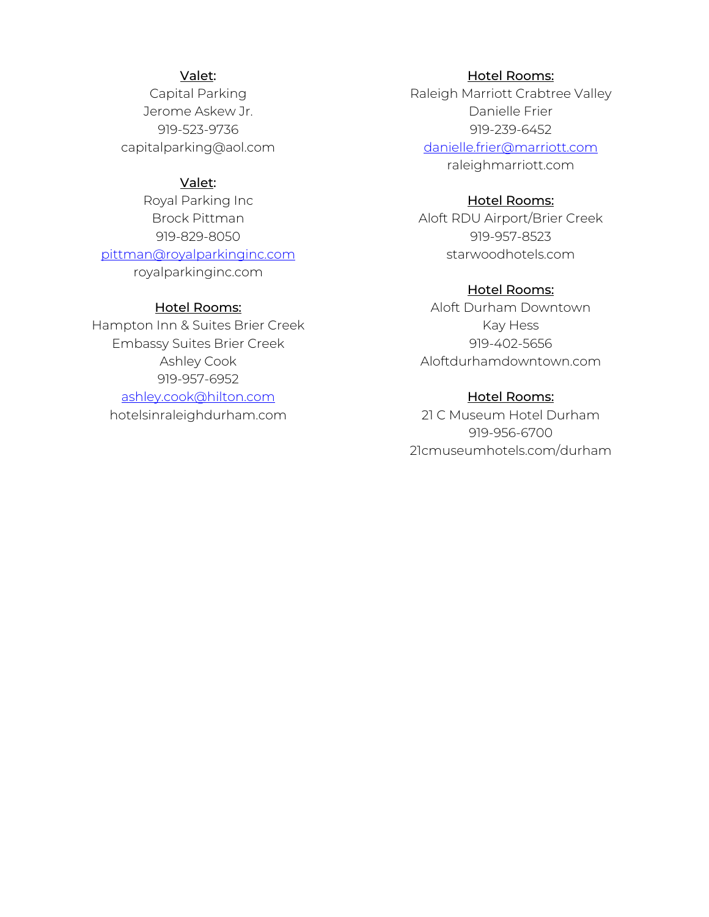**Valet:**
Capital Parking
Jerome Askew Jr.
919-523-9736
capitalparking@aol.com

**Valet:**
Royal Parking Inc
Brock Pittman
919-829-8050
pittman@royalparkinginc.com
royalparkinginc.com

**Hotel Rooms:**
Hampton Inn & Suites Brier Creek
Embassy Suites Brier Creek
Ashley Cook
919-957-6952
ashley.cook@hilton.com
hotelsinraleighdurham.com

**Hotel Rooms:**
Raleigh Marriott Crabtree Valley
Danielle Frier
919-239-6452
danielle.frier@marriott.com
raleighmarriott.com

**Hotel Rooms:**
Aloft RDU Airport/Brier Creek
919-957-8523
starwoodhotels.com

**Hotel Rooms:**
Aloft Durham Downtown
Kay Hess
919-402-5656
Aloftdurhamdowntown.com

**Hotel Rooms:**
21 C Museum Hotel Durham
919-956-6700
21cmuseumhotels.com/durham